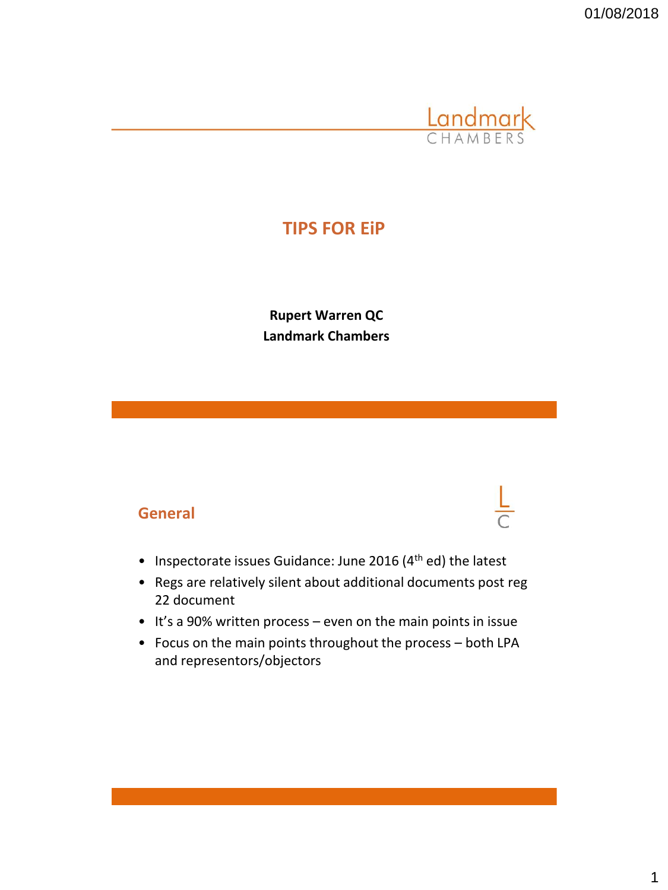# TIPS FOR EiP

**Rupert Warren QC**
**Landmark Chambers**

## General

- Inspectorate issues Guidance: June 2016 (4th ed) the latest
- Regs are relatively silent about additional documents post reg 22 document
- It's a 90% written process – even on the main points in issue
- Focus on the main points throughout the process – both LPA and representors/objectors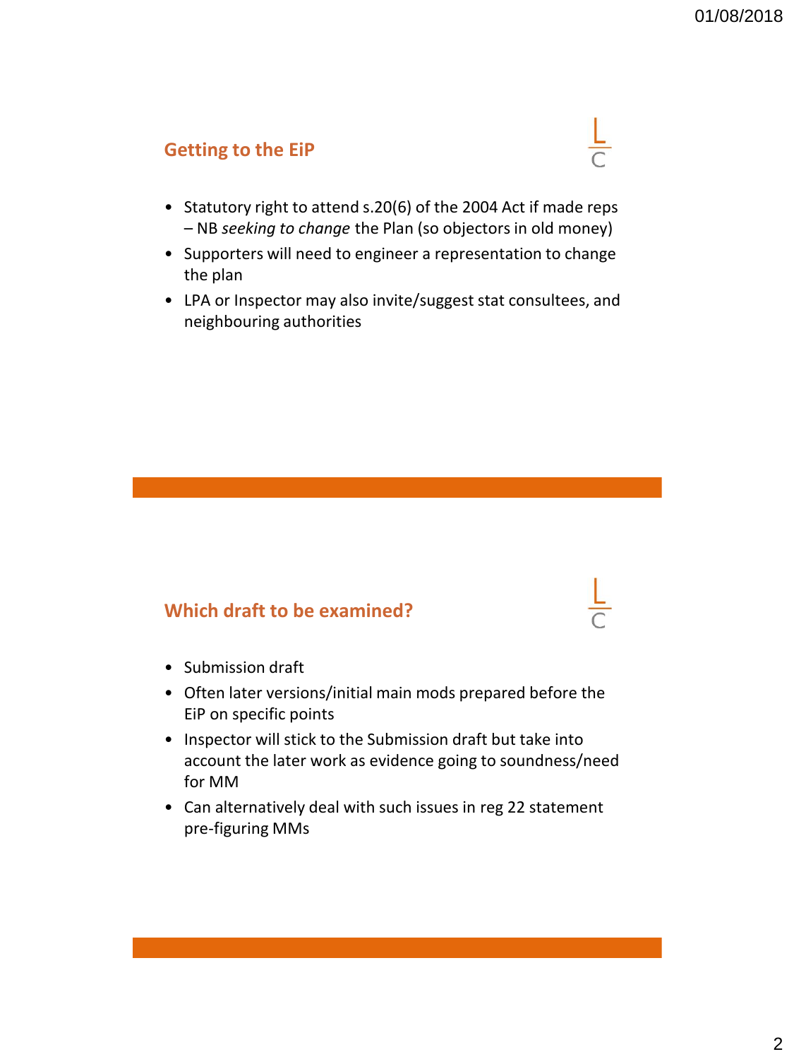## Getting to the EiP

- Statutory right to attend s.20(6) of the 2004 Act if made reps – NB *seeking to change* the Plan (so objectors in old money)
- Supporters will need to engineer a representation to change the plan
- LPA or Inspector may also invite/suggest stat consultees, and neighbouring authorities

## Which draft to be examined?

- Submission draft
- Often later versions/initial main mods prepared before the EiP on specific points
- Inspector will stick to the Submission draft but take into account the later work as evidence going to soundness/need for MM
- Can alternatively deal with such issues in reg 22 statement pre-figuring MMs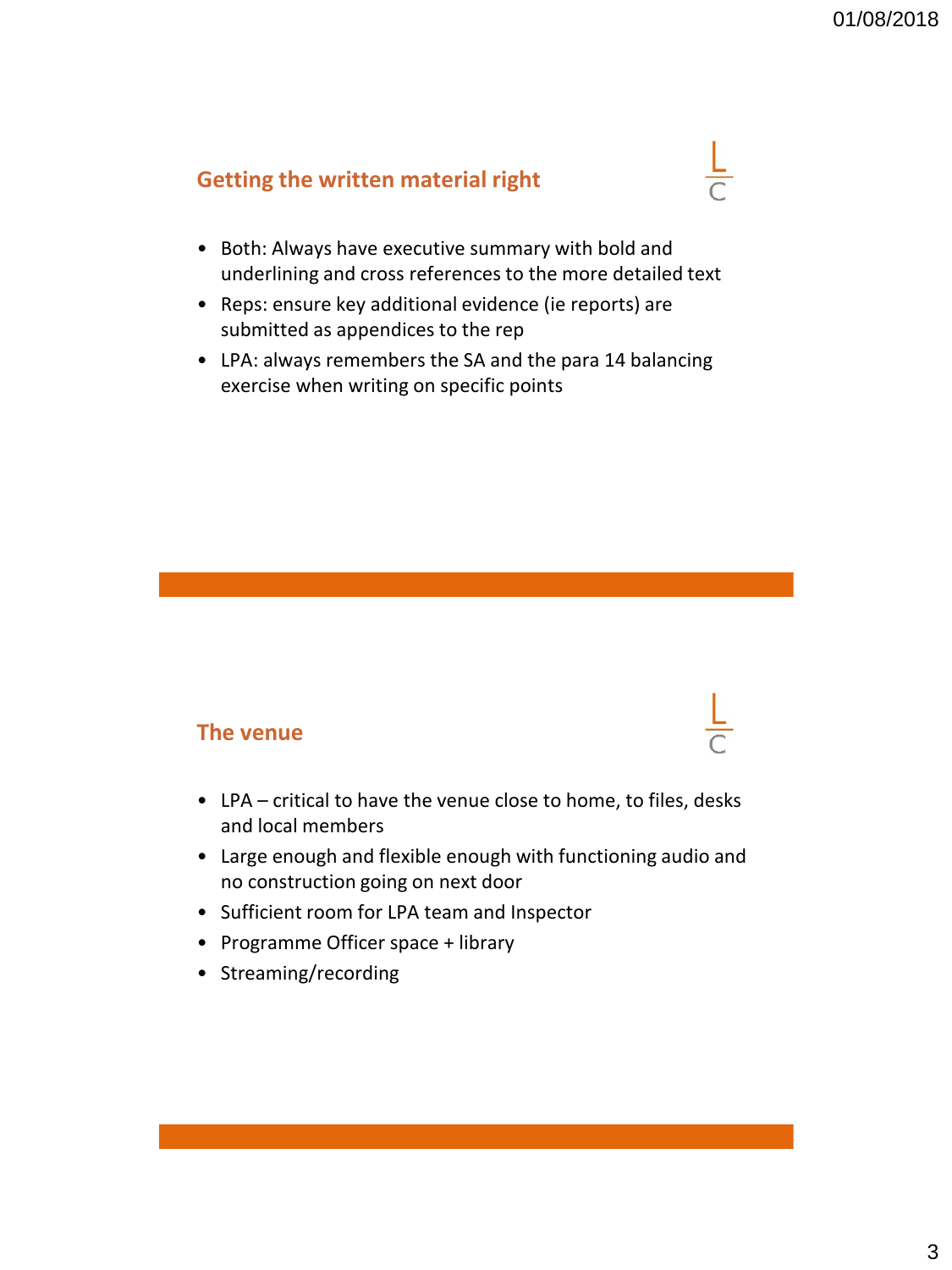## Getting the written material right

- Both: Always have executive summary with bold and underlining and cross references to the more detailed text
- Reps: ensure key additional evidence (ie reports) are submitted as appendices to the rep
- LPA: always remembers the SA and the para 14 balancing exercise when writing on specific points

## The venue

- LPA – critical to have the venue close to home, to files, desks and local members
- Large enough and flexible enough with functioning audio and no construction going on next door
- Sufficient room for LPA team and Inspector
- Programme Officer space + library
- Streaming/recording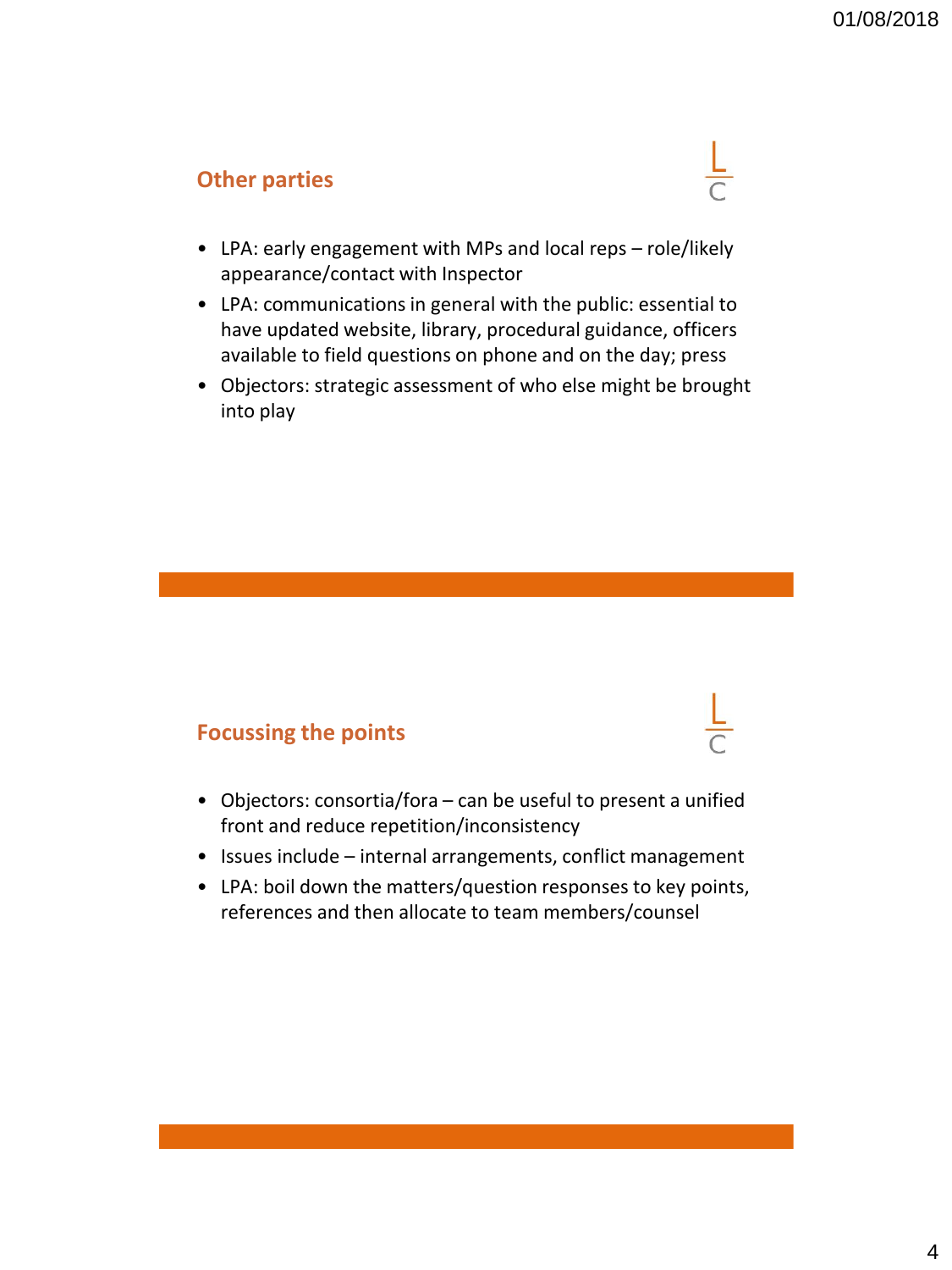## Other parties

- LPA: early engagement with MPs and local reps – role/likely appearance/contact with Inspector
- LPA: communications in general with the public: essential to have updated website, library, procedural guidance, officers available to field questions on phone and on the day; press
- Objectors: strategic assessment of who else might be brought into play

## Focussing the points

- Objectors: consortia/fora – can be useful to present a unified front and reduce repetition/inconsistency
- Issues include – internal arrangements, conflict management
- LPA: boil down the matters/question responses to key points, references and then allocate to team members/counsel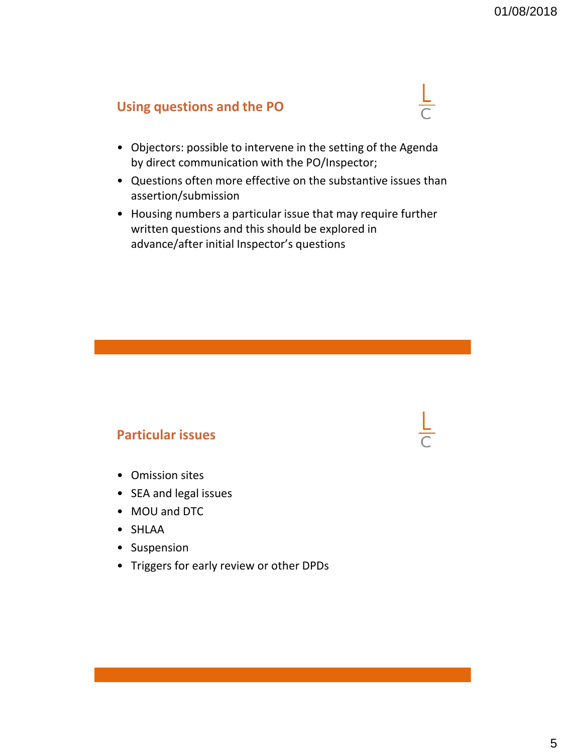## Using questions and the PO

- Objectors: possible to intervene in the setting of the Agenda by direct communication with the PO/Inspector;
- Questions often more effective on the substantive issues than assertion/submission
- Housing numbers a particular issue that may require further written questions and this should be explored in advance/after initial Inspector's questions

## Particular issues

- Omission sites
- SEA and legal issues
- MOU and DTC
- SHLAA
- Suspension
- Triggers for early review or other DPDs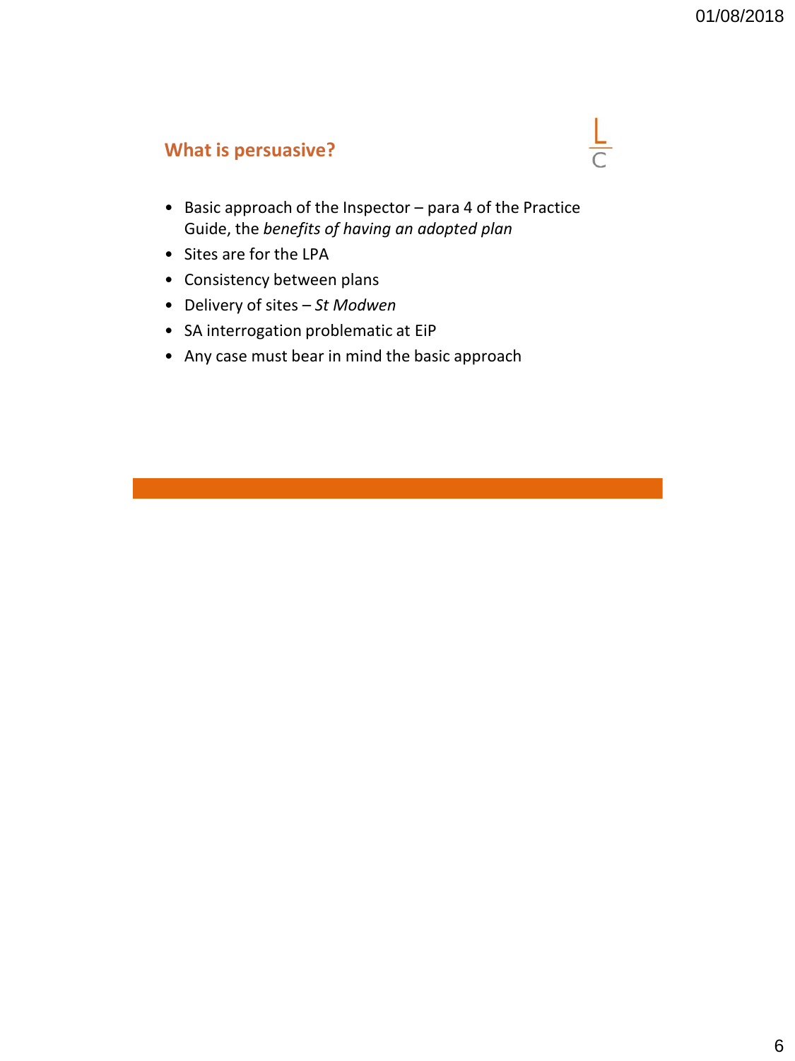## What is persuasive?

- Basic approach of the Inspector – para 4 of the Practice Guide, the *benefits of having an adopted plan*
- Sites are for the LPA
- Consistency between plans
- Delivery of sites – *St Modwen*
- SA interrogation problematic at EiP
- Any case must bear in mind the basic approach